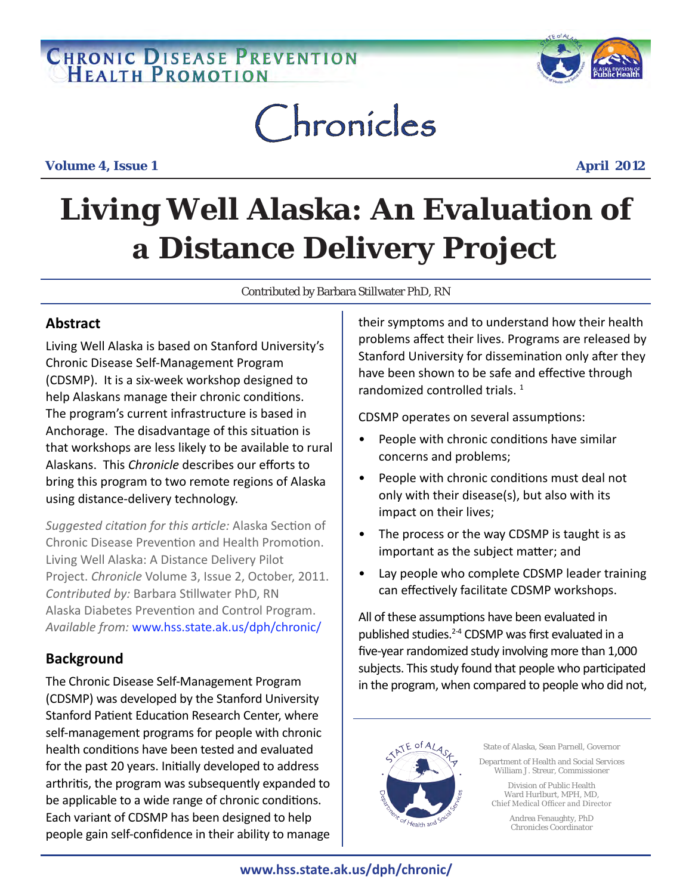# Chronicles

**Volume 4, Issue 1** **April 2012**

# Living Well Alaska: An Evaluation of a Distance Delivery Project

Contributed by Barbara Stillwater PhD, RN

## Abstract

Living Well Alaska is based on Stanford University's Chronic Disease Self-Management Program (CDSMP). It is a six-week workshop designed to help Alaskans manage their chronic conditions. The program's current infrastructure is based in Anchorage. The disadvantage of this situation is that workshops are less likely to be available to rural Alaskans. This *Chronicle* describes our efforts to bring this program to two remote regions of Alaska using distance-delivery technology.

*Suggested citation for this article:* Alaska Section of Chronic Disease Prevention and Health Promotion. Living Well Alaska: A Distance Delivery Pilot Project. *Chronicle* Volume 3, Issue 2, October, 2011. *Contributed by:* Barbara Stillwater PhD, RN Alaska Diabetes Prevention and Control Program. *Available from:* www.hss.state.ak.us/dph/chronic/

## Background

The Chronic Disease Self-Management Program (CDSMP) was developed by the Stanford University Stanford Patient Education Research Center, where self-management programs for people with chronic health conditions have been tested and evaluated for the past 20 years. Initially developed to address arthritis, the program was subsequently expanded to be applicable to a wide range of chronic conditions. Each variant of CDSMP has been designed to help people gain self-confidence in their ability to manage their symptoms and to understand how their health problems affect their lives. Programs are released by Stanford University for dissemination only after they have been shown to be safe and effective through randomized controlled trials. [1]

CDSMP operates on several assumptions:

- People with chronic conditions have similar concerns and problems;
- People with chronic conditions must deal not only with their disease(s), but also with its impact on their lives;
- The process or the way CDSMP is taught is as important as the subject matter; and
- Lay people who complete CDSMP leader training can effectively facilitate CDSMP workshops.

All of these assumptions have been evaluated in published studies.[2-4] CDSMP was first evaluated in a five-year randomized study involving more than 1,000 subjects. This study found that people who participated in the program, when compared to people who did not,

State of Alaska, Sean Parnell, Governor

Department of Health and Social Services
William J. Streur, Commissioner

Division of Public Health
Ward Hurlburt, MPH, MD,
Chief Medical Officer and Director

Andrea Fenaughty, PhD
Chronicles Coordinator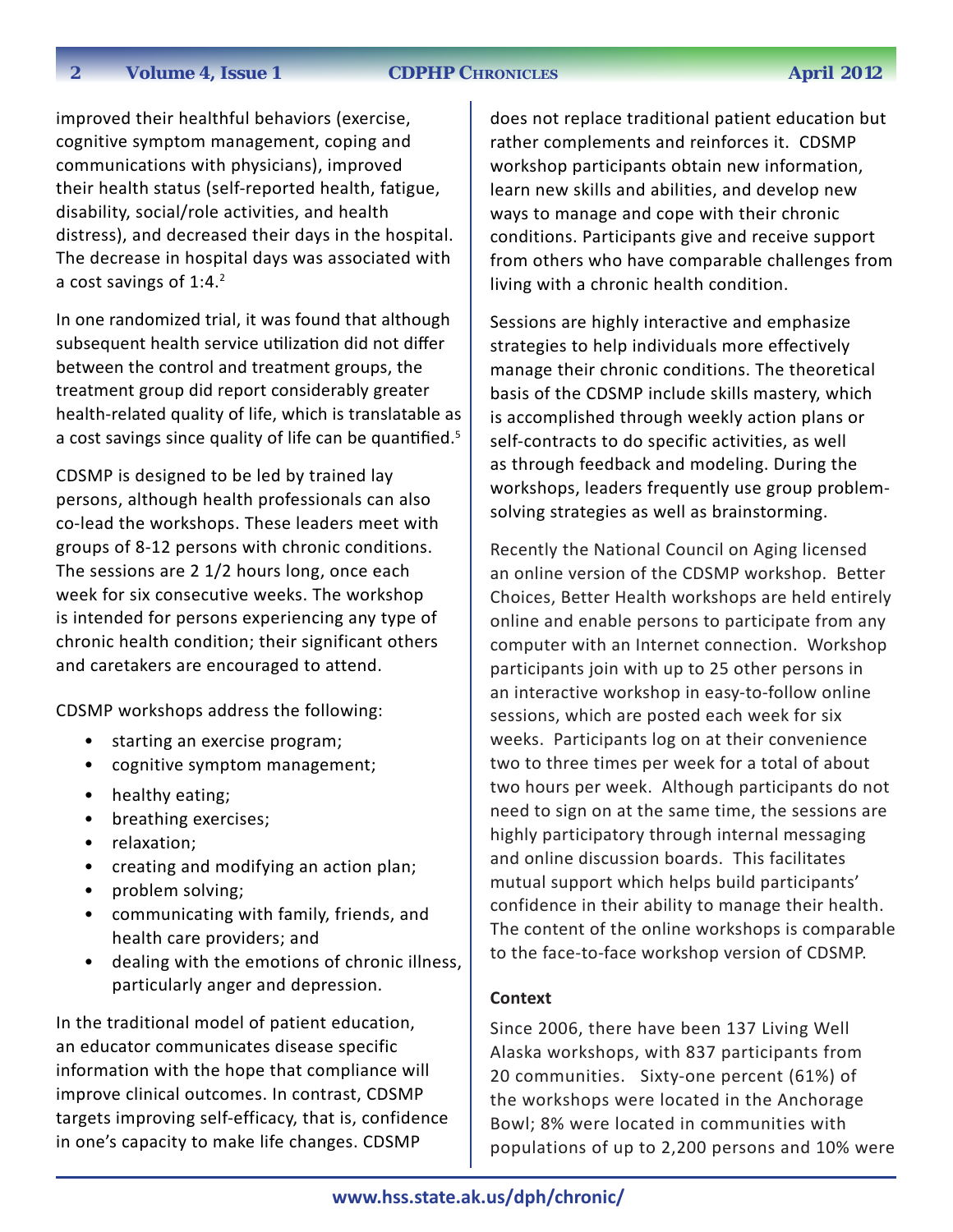improved their healthful behaviors (exercise, cognitive symptom management, coping and communications with physicians), improved their health status (self-reported health, fatigue, disability, social/role activities, and health distress), and decreased their days in the hospital. The decrease in hospital days was associated with a cost savings of 1:4.[2]

In one randomized trial, it was found that although subsequent health service utilization did not differ between the control and treatment groups, the treatment group did report considerably greater health-related quality of life, which is translatable as a cost savings since quality of life can be quantified.[5]

CDSMP is designed to be led by trained lay persons, although health professionals can also co-lead the workshops. These leaders meet with groups of 8-12 persons with chronic conditions. The sessions are 2 1/2 hours long, once each week for six consecutive weeks. The workshop is intended for persons experiencing any type of chronic health condition; their significant others and caretakers are encouraged to attend.

CDSMP workshops address the following:

- starting an exercise program;
- cognitive symptom management;
- healthy eating;
- breathing exercises;
- relaxation;
- creating and modifying an action plan;
- problem solving;
- communicating with family, friends, and health care providers; and
- dealing with the emotions of chronic illness, particularly anger and depression.

In the traditional model of patient education, an educator communicates disease specific information with the hope that compliance will improve clinical outcomes. In contrast, CDSMP targets improving self-efficacy, that is, confidence in one's capacity to make life changes. CDSMP does not replace traditional patient education but rather complements and reinforces it. CDSMP workshop participants obtain new information, learn new skills and abilities, and develop new ways to manage and cope with their chronic conditions. Participants give and receive support from others who have comparable challenges from living with a chronic health condition.

Sessions are highly interactive and emphasize strategies to help individuals more effectively manage their chronic conditions. The theoretical basis of the CDSMP include skills mastery, which is accomplished through weekly action plans or self-contracts to do specific activities, as well as through feedback and modeling. During the workshops, leaders frequently use group problem-solving strategies as well as brainstorming.

Recently the National Council on Aging licensed an online version of the CDSMP workshop. Better Choices, Better Health workshops are held entirely online and enable persons to participate from any computer with an Internet connection. Workshop participants join with up to 25 other persons in an interactive workshop in easy-to-follow online sessions, which are posted each week for six weeks. Participants log on at their convenience two to three times per week for a total of about two hours per week. Although participants do not need to sign on at the same time, the sessions are highly participatory through internal messaging and online discussion boards. This facilitates mutual support which helps build participants' confidence in their ability to manage their health. The content of the online workshops is comparable to the face-to-face workshop version of CDSMP.

**Context**

Since 2006, there have been 137 Living Well Alaska workshops, with 837 participants from 20 communities. Sixty-one percent (61%) of the workshops were located in the Anchorage Bowl; 8% were located in communities with populations of up to 2,200 persons and 10% were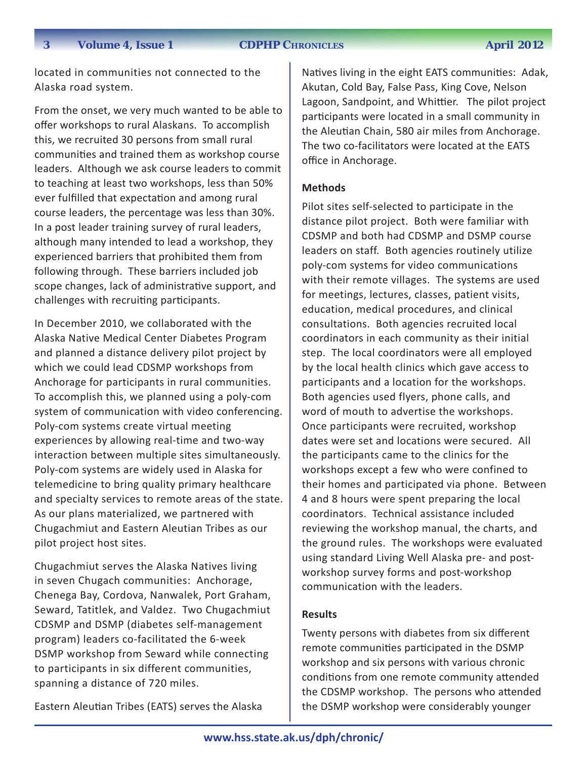located in communities not connected to the Alaska road system.

From the onset, we very much wanted to be able to offer workshops to rural Alaskans. To accomplish this, we recruited 30 persons from small rural communities and trained them as workshop course leaders. Although we ask course leaders to commit to teaching at least two workshops, less than 50% ever fulfilled that expectation and among rural course leaders, the percentage was less than 30%. In a post leader training survey of rural leaders, although many intended to lead a workshop, they experienced barriers that prohibited them from following through. These barriers included job scope changes, lack of administrative support, and challenges with recruiting participants.

In December 2010, we collaborated with the Alaska Native Medical Center Diabetes Program and planned a distance delivery pilot project by which we could lead CDSMP workshops from Anchorage for participants in rural communities. To accomplish this, we planned using a poly-com system of communication with video conferencing. Poly-com systems create virtual meeting experiences by allowing real-time and two-way interaction between multiple sites simultaneously. Poly-com systems are widely used in Alaska for telemedicine to bring quality primary healthcare and specialty services to remote areas of the state. As our plans materialized, we partnered with Chugachmiut and Eastern Aleutian Tribes as our pilot project host sites.

Chugachmiut serves the Alaska Natives living in seven Chugach communities: Anchorage, Chenega Bay, Cordova, Nanwalek, Port Graham, Seward, Tatitlek, and Valdez. Two Chugachmiut CDSMP and DSMP (diabetes self-management program) leaders co-facilitated the 6-week DSMP workshop from Seward while connecting to participants in six different communities, spanning a distance of 720 miles.

Eastern Aleutian Tribes (EATS) serves the Alaska Natives living in the eight EATS communities: Adak, Akutan, Cold Bay, False Pass, King Cove, Nelson Lagoon, Sandpoint, and Whittier. The pilot project participants were located in a small community in the Aleutian Chain, 580 air miles from Anchorage. The two co-facilitators were located at the EATS office in Anchorage.

**Methods**

Pilot sites self-selected to participate in the distance pilot project. Both were familiar with CDSMP and both had CDSMP and DSMP course leaders on staff. Both agencies routinely utilize poly-com systems for video communications with their remote villages. The systems are used for meetings, lectures, classes, patient visits, education, medical procedures, and clinical consultations. Both agencies recruited local coordinators in each community as their initial step. The local coordinators were all employed by the local health clinics which gave access to participants and a location for the workshops. Both agencies used flyers, phone calls, and word of mouth to advertise the workshops. Once participants were recruited, workshop dates were set and locations were secured. All the participants came to the clinics for the workshops except a few who were confined to their homes and participated via phone. Between 4 and 8 hours were spent preparing the local coordinators. Technical assistance included reviewing the workshop manual, the charts, and the ground rules. The workshops were evaluated using standard Living Well Alaska pre- and post-workshop survey forms and post-workshop communication with the leaders.

**Results**

Twenty persons with diabetes from six different remote communities participated in the DSMP workshop and six persons with various chronic conditions from one remote community attended the CDSMP workshop. The persons who attended the DSMP workshop were considerably younger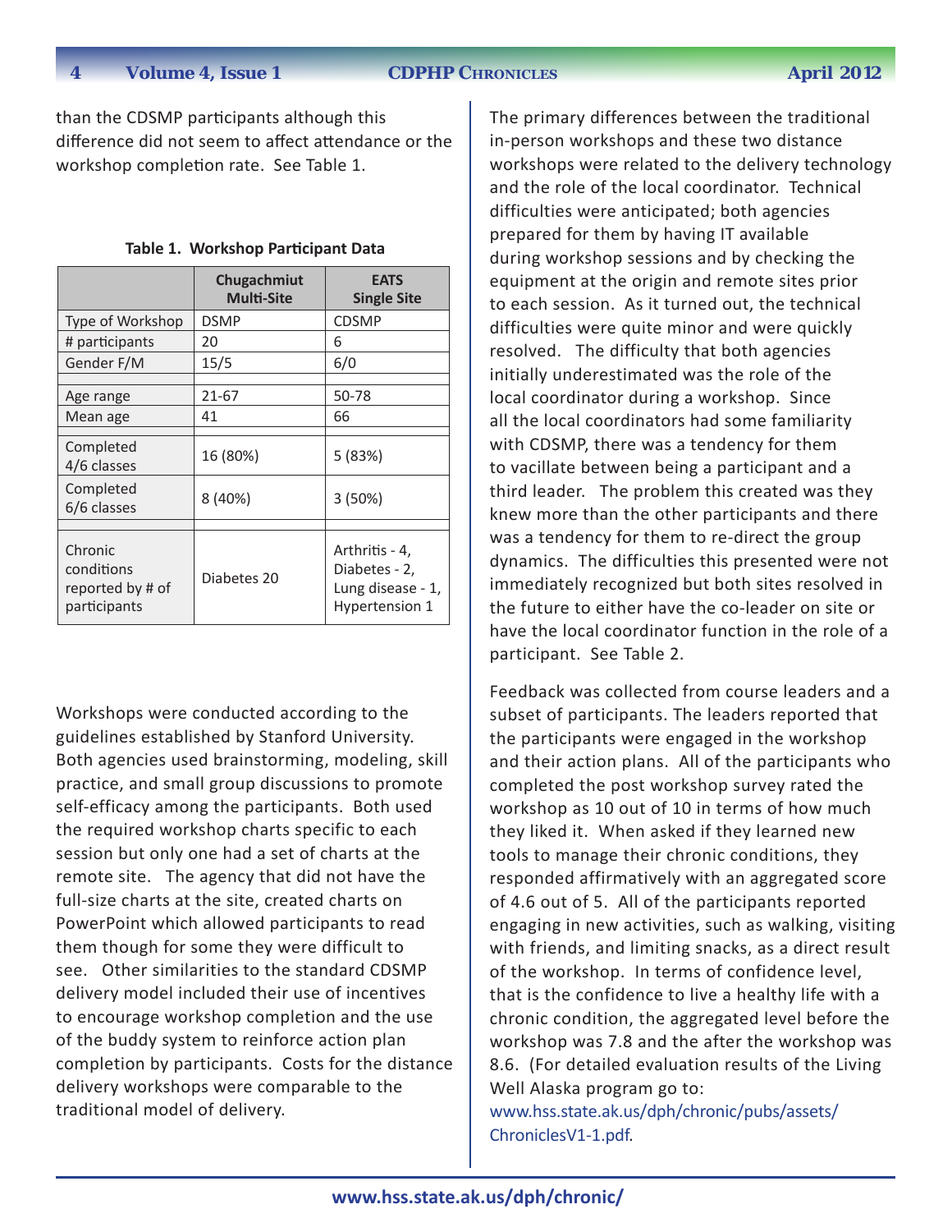than the CDSMP participants although this difference did not seem to affect attendance or the workshop completion rate. See Table 1.

**Table 1. Workshop Participant Data**

| | Chugachmiut Multi-Site | EATS Single Site |
|---|---|---|
| Type of Workshop | DSMP | CDSMP |
| # participants | 20 | 6 |
| Gender F/M | 15/5 | 6/0 |
| | | |
| Age range | 21-67 | 50-78 |
| Mean age | 41 | 66 |
| | | |
| Completed 4/6 classes | 16 (80%) | 5 (83%) |
| Completed 6/6 classes | 8 (40%) | 3 (50%) |
| | | |
| Chronic conditions reported by # of participants | Diabetes 20 | Arthritis - 4, Diabetes - 2, Lung disease - 1, Hypertension 1 |

Workshops were conducted according to the guidelines established by Stanford University. Both agencies used brainstorming, modeling, skill practice, and small group discussions to promote self-efficacy among the participants. Both used the required workshop charts specific to each session but only one had a set of charts at the remote site. The agency that did not have the full-size charts at the site, created charts on PowerPoint which allowed participants to read them though for some they were difficult to see. Other similarities to the standard CDSMP delivery model included their use of incentives to encourage workshop completion and the use of the buddy system to reinforce action plan completion by participants. Costs for the distance delivery workshops were comparable to the traditional model of delivery.

The primary differences between the traditional in-person workshops and these two distance workshops were related to the delivery technology and the role of the local coordinator. Technical difficulties were anticipated; both agencies prepared for them by having IT available during workshop sessions and by checking the equipment at the origin and remote sites prior to each session. As it turned out, the technical difficulties were quite minor and were quickly resolved. The difficulty that both agencies initially underestimated was the role of the local coordinator during a workshop. Since all the local coordinators had some familiarity with CDSMP, there was a tendency for them to vacillate between being a participant and a third leader. The problem this created was they knew more than the other participants and there was a tendency for them to re-direct the group dynamics. The difficulties this presented were not immediately recognized but both sites resolved in the future to either have the co-leader on site or have the local coordinator function in the role of a participant. See Table 2.

Feedback was collected from course leaders and a subset of participants. The leaders reported that the participants were engaged in the workshop and their action plans. All of the participants who completed the post workshop survey rated the workshop as 10 out of 10 in terms of how much they liked it. When asked if they learned new tools to manage their chronic conditions, they responded affirmatively with an aggregated score of 4.6 out of 5. All of the participants reported engaging in new activities, such as walking, visiting with friends, and limiting snacks, as a direct result of the workshop. In terms of confidence level, that is the confidence to live a healthy life with a chronic condition, the aggregated level before the workshop was 7.8 and the after the workshop was 8.6. (For detailed evaluation results of the Living Well Alaska program go to: www.hss.state.ak.us/dph/chronic/pubs/assets/ChroniclesV1-1.pdf.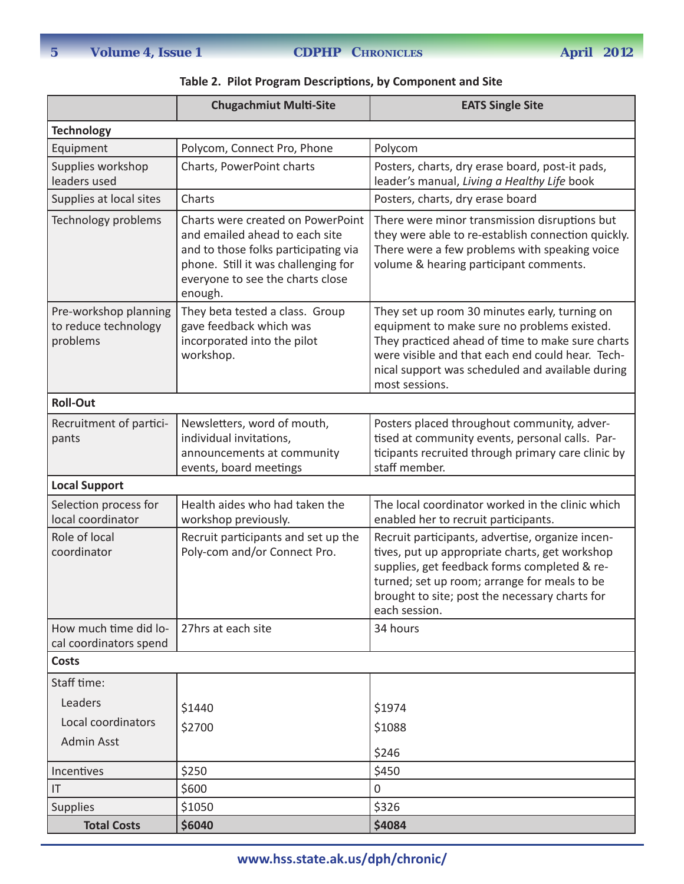**Table 2. Pilot Program Descriptions, by Component and Site**

| | Chugachmiut Multi-Site | EATS Single Site |
|---|---|---|
| **Technology** | | |
| Equipment | Polycom, Connect Pro, Phone | Polycom |
| Supplies workshop leaders used | Charts, PowerPoint charts | Posters, charts, dry erase board, post-it pads, leader's manual, *Living a Healthy Life* book |
| Supplies at local sites | Charts | Posters, charts, dry erase board |
| Technology problems | Charts were created on PowerPoint and emailed ahead to each site and to those folks participating via phone. Still it was challenging for everyone to see the charts close enough. | There were minor transmission disruptions but they were able to re-establish connection quickly. There were a few problems with speaking voice volume & hearing participant comments. |
| Pre-workshop planning to reduce technology problems | They beta tested a class. Group gave feedback which was incorporated into the pilot workshop. | They set up room 30 minutes early, turning on equipment to make sure no problems existed. They practiced ahead of time to make sure charts were visible and that each end could hear. Technical support was scheduled and available during most sessions. |
| **Roll-Out** | | |
| Recruitment of participants | Newsletters, word of mouth, individual invitations, announcements at community events, board meetings | Posters placed throughout community, advertised at community events, personal calls. Participants recruited through primary care clinic by staff member. |
| **Local Support** | | |
| Selection process for local coordinator | Health aides who had taken the workshop previously. | The local coordinator worked in the clinic which enabled her to recruit participants. |
| Role of local coordinator | Recruit participants and set up the Poly-com and/or Connect Pro. | Recruit participants, advertise, organize incentives, put up appropriate charts, get workshop supplies, get feedback forms completed & returned; set up room; arrange for meals to be brought to site; post the necessary charts for each session. |
| How much time did local coordinators spend | 27hrs at each site | 34 hours |
| **Costs** | | |
| Staff time: | | |
| Leaders | $1440 | $1974 |
| Local coordinators | $2700 | $1088 |
| Admin Asst | | $246 |
| Incentives | $250 | $450 |
| IT | $600 | 0 |
| Supplies | $1050 | $326 |
| **Total Costs** | **$6040** | **$4084** |

www.hss.state.ak.us/dph/chronic/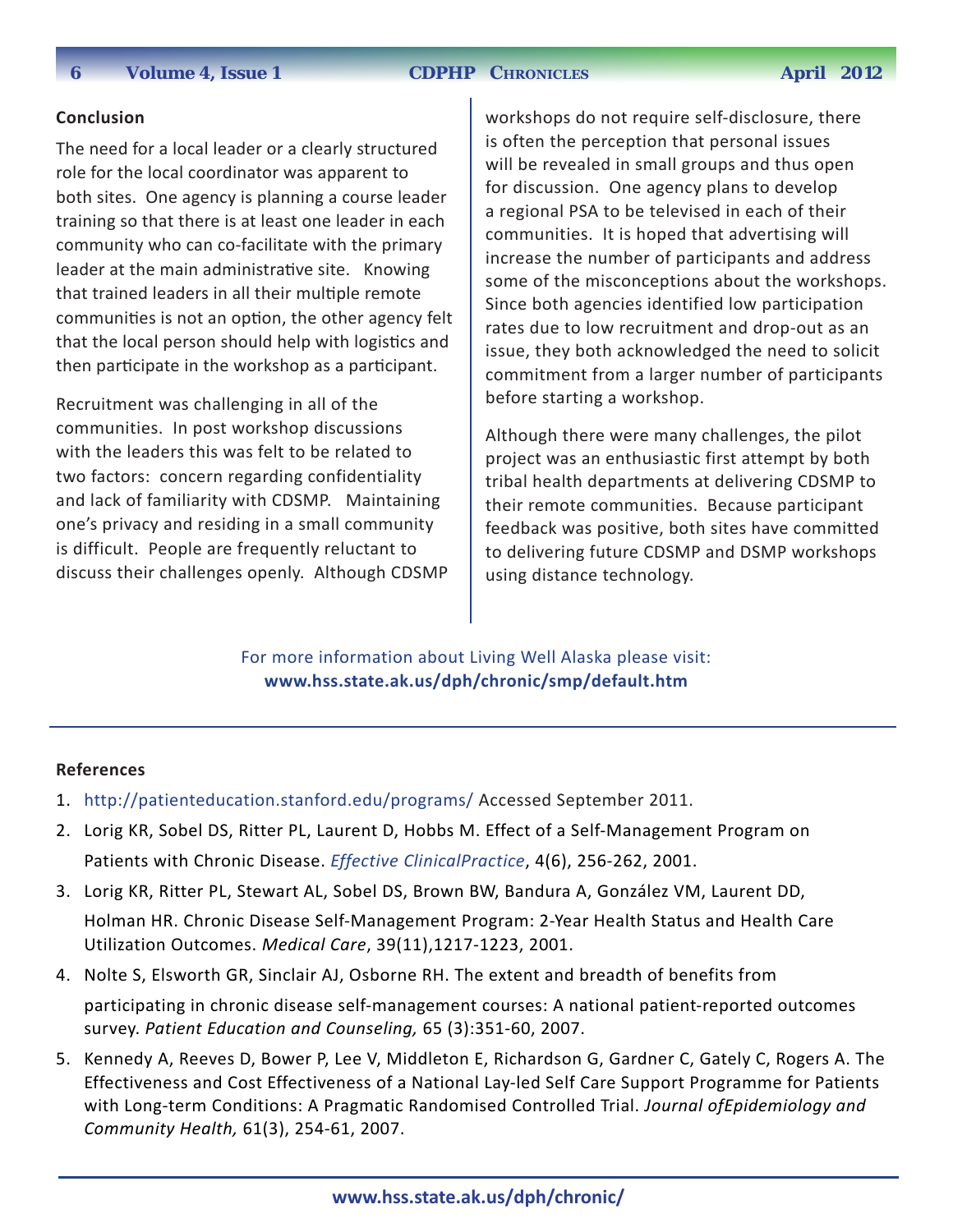### Conclusion

The need for a local leader or a clearly structured role for the local coordinator was apparent to both sites. One agency is planning a course leader training so that there is at least one leader in each community who can co-facilitate with the primary leader at the main administrative site. Knowing that trained leaders in all their multiple remote communities is not an option, the other agency felt that the local person should help with logistics and then participate in the workshop as a participant.

Recruitment was challenging in all of the communities. In post workshop discussions with the leaders this was felt to be related to two factors: concern regarding confidentiality and lack of familiarity with CDSMP. Maintaining one's privacy and residing in a small community is difficult. People are frequently reluctant to discuss their challenges openly. Although CDSMP workshops do not require self-disclosure, there is often the perception that personal issues will be revealed in small groups and thus open for discussion. One agency plans to develop a regional PSA to be televised in each of their communities. It is hoped that advertising will increase the number of participants and address some of the misconceptions about the workshops. Since both agencies identified low participation rates due to low recruitment and drop-out as an issue, they both acknowledged the need to solicit commitment from a larger number of participants before starting a workshop.

Although there were many challenges, the pilot project was an enthusiastic first attempt by both tribal health departments at delivering CDSMP to their remote communities. Because participant feedback was positive, both sites have committed to delivering future CDSMP and DSMP workshops using distance technology.

For more information about Living Well Alaska please visit:
**www.hss.state.ak.us/dph/chronic/smp/default.htm**

---

### References

1. http://patienteducation.stanford.edu/programs/ Accessed September 2011.
2. Lorig KR, Sobel DS, Ritter PL, Laurent D, Hobbs M. Effect of a Self-Management Program on Patients with Chronic Disease. *Effective ClinicalPractice*, 4(6), 256-262, 2001.
3. Lorig KR, Ritter PL, Stewart AL, Sobel DS, Brown BW, Bandura A, González VM, Laurent DD, Holman HR. Chronic Disease Self-Management Program: 2-Year Health Status and Health Care Utilization Outcomes. *Medical Care*, 39(11),1217-1223, 2001.
4. Nolte S, Elsworth GR, Sinclair AJ, Osborne RH. The extent and breadth of benefits from participating in chronic disease self-management courses: A national patient-reported outcomes survey. *Patient Education and Counseling,* 65 (3):351-60, 2007.
5. Kennedy A, Reeves D, Bower P, Lee V, Middleton E, Richardson G, Gardner C, Gately C, Rogers A. The Effectiveness and Cost Effectiveness of a National Lay-led Self Care Support Programme for Patients with Long-term Conditions: A Pragmatic Randomised Controlled Trial. *Journal ofEpidemiology and Community Health,* 61(3), 254-61, 2007.

**www.hss.state.ak.us/dph/chronic/**